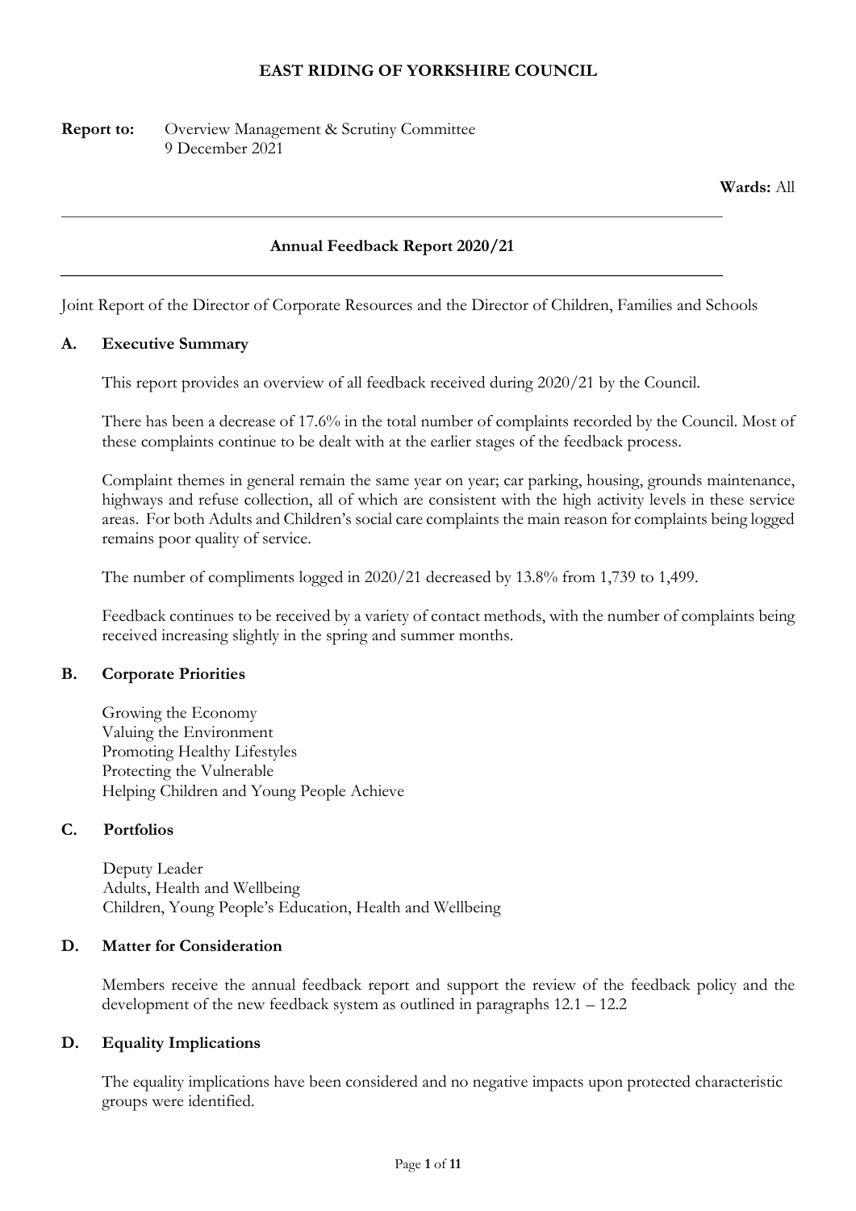**EAST RIDING OF YORKSHIRE COUNCIL**

**Report to:** Overview Management & Scrutiny Committee
9 December 2021

**Wards:** All

---

**Annual Feedback Report 2020/21**

---

Joint Report of the Director of Corporate Resources and the Director of Children, Families and Schools

## A. Executive Summary

This report provides an overview of all feedback received during 2020/21 by the Council.

There has been a decrease of 17.6% in the total number of complaints recorded by the Council. Most of these complaints continue to be dealt with at the earlier stages of the feedback process.

Complaint themes in general remain the same year on year; car parking, housing, grounds maintenance, highways and refuse collection, all of which are consistent with the high activity levels in these service areas. For both Adults and Children's social care complaints the main reason for complaints being logged remains poor quality of service.

The number of compliments logged in 2020/21 decreased by 13.8% from 1,739 to 1,499.

Feedback continues to be received by a variety of contact methods, with the number of complaints being received increasing slightly in the spring and summer months.

## B. Corporate Priorities

Growing the Economy
Valuing the Environment
Promoting Healthy Lifestyles
Protecting the Vulnerable
Helping Children and Young People Achieve

## C. Portfolios

Deputy Leader
Adults, Health and Wellbeing
Children, Young People's Education, Health and Wellbeing

## D. Matter for Consideration

Members receive the annual feedback report and support the review of the feedback policy and the development of the new feedback system as outlined in paragraphs 12.1 – 12.2

## D. Equality Implications

The equality implications have been considered and no negative impacts upon protected characteristic groups were identified.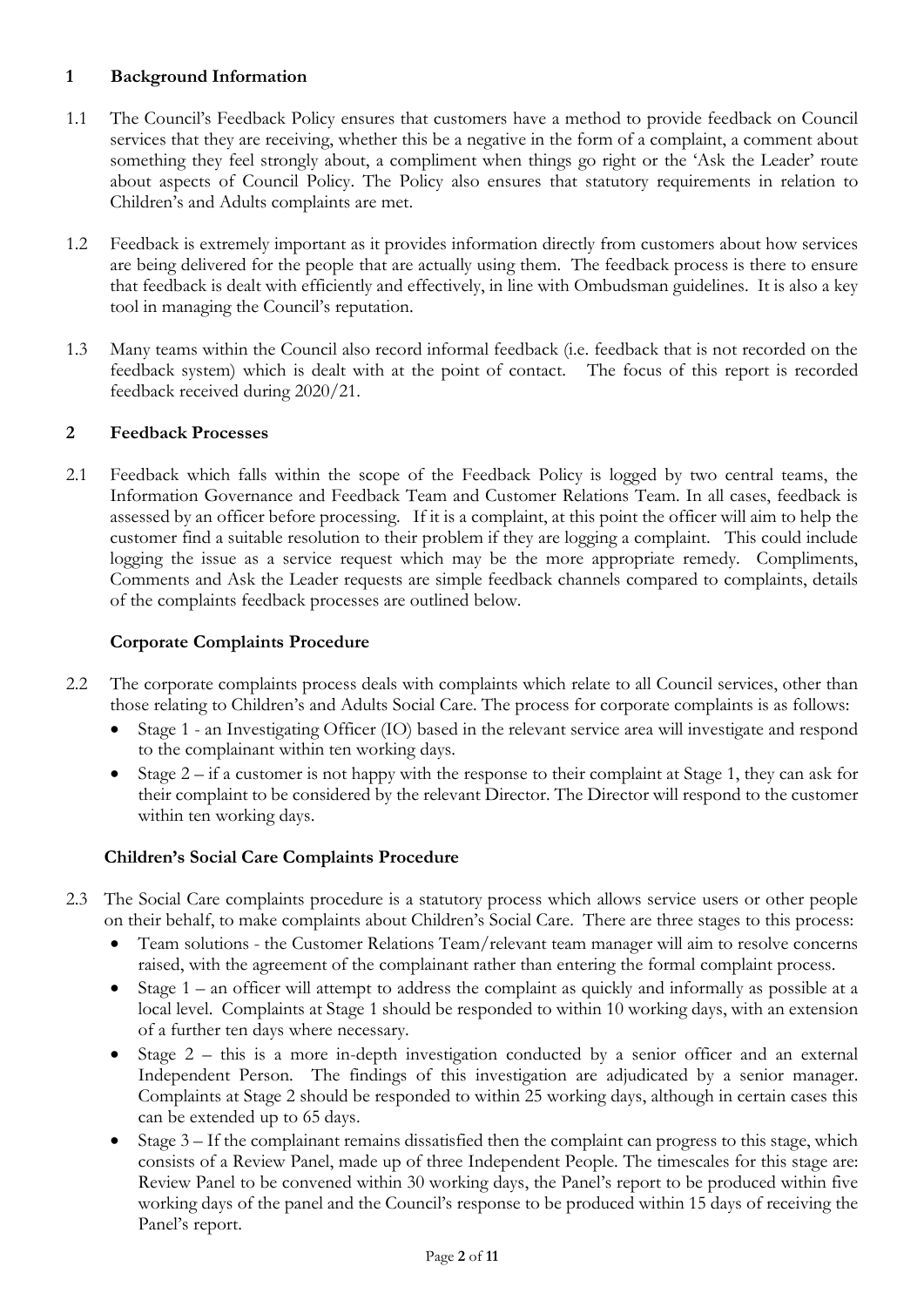## 1 Background Information

1.1 The Council's Feedback Policy ensures that customers have a method to provide feedback on Council services that they are receiving, whether this be a negative in the form of a complaint, a comment about something they feel strongly about, a compliment when things go right or the 'Ask the Leader' route about aspects of Council Policy. The Policy also ensures that statutory requirements in relation to Children's and Adults complaints are met.

1.2 Feedback is extremely important as it provides information directly from customers about how services are being delivered for the people that are actually using them. The feedback process is there to ensure that feedback is dealt with efficiently and effectively, in line with Ombudsman guidelines. It is also a key tool in managing the Council's reputation.

1.3 Many teams within the Council also record informal feedback (i.e. feedback that is not recorded on the feedback system) which is dealt with at the point of contact. The focus of this report is recorded feedback received during 2020/21.

## 2 Feedback Processes

2.1 Feedback which falls within the scope of the Feedback Policy is logged by two central teams, the Information Governance and Feedback Team and Customer Relations Team. In all cases, feedback is assessed by an officer before processing. If it is a complaint, at this point the officer will aim to help the customer find a suitable resolution to their problem if they are logging a complaint. This could include logging the issue as a service request which may be the more appropriate remedy. Compliments, Comments and Ask the Leader requests are simple feedback channels compared to complaints, details of the complaints feedback processes are outlined below.

### Corporate Complaints Procedure

2.2 The corporate complaints process deals with complaints which relate to all Council services, other than those relating to Children's and Adults Social Care. The process for corporate complaints is as follows:

- Stage 1 - an Investigating Officer (IO) based in the relevant service area will investigate and respond to the complainant within ten working days.
- Stage 2 – if a customer is not happy with the response to their complaint at Stage 1, they can ask for their complaint to be considered by the relevant Director. The Director will respond to the customer within ten working days.

### Children's Social Care Complaints Procedure

2.3 The Social Care complaints procedure is a statutory process which allows service users or other people on their behalf, to make complaints about Children's Social Care. There are three stages to this process:

- Team solutions - the Customer Relations Team/relevant team manager will aim to resolve concerns raised, with the agreement of the complainant rather than entering the formal complaint process.
- Stage 1 – an officer will attempt to address the complaint as quickly and informally as possible at a local level. Complaints at Stage 1 should be responded to within 10 working days, with an extension of a further ten days where necessary.
- Stage 2 – this is a more in-depth investigation conducted by a senior officer and an external Independent Person. The findings of this investigation are adjudicated by a senior manager. Complaints at Stage 2 should be responded to within 25 working days, although in certain cases this can be extended up to 65 days.
- Stage 3 – If the complainant remains dissatisfied then the complaint can progress to this stage, which consists of a Review Panel, made up of three Independent People. The timescales for this stage are: Review Panel to be convened within 30 working days, the Panel's report to be produced within five working days of the panel and the Council's response to be produced within 15 days of receiving the Panel's report.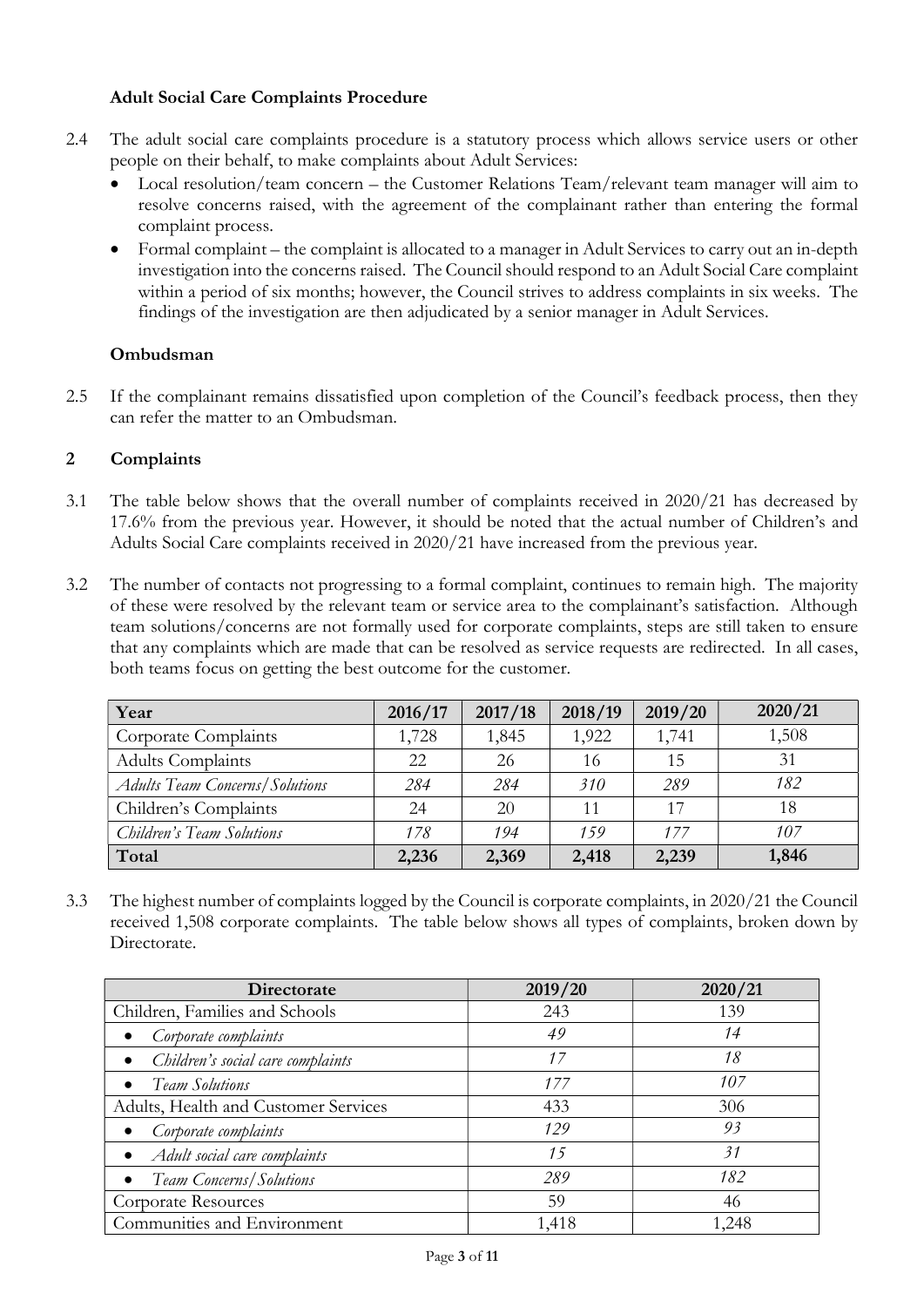### Adult Social Care Complaints Procedure

2.4 The adult social care complaints procedure is a statutory process which allows service users or other people on their behalf, to make complaints about Adult Services:

- Local resolution/team concern – the Customer Relations Team/relevant team manager will aim to resolve concerns raised, with the agreement of the complainant rather than entering the formal complaint process.
- Formal complaint – the complaint is allocated to a manager in Adult Services to carry out an in-depth investigation into the concerns raised. The Council should respond to an Adult Social Care complaint within a period of six months; however, the Council strives to address complaints in six weeks. The findings of the investigation are then adjudicated by a senior manager in Adult Services.

### Ombudsman

2.5 If the complainant remains dissatisfied upon completion of the Council's feedback process, then they can refer the matter to an Ombudsman.

## 2 Complaints

3.1 The table below shows that the overall number of complaints received in 2020/21 has decreased by 17.6% from the previous year. However, it should be noted that the actual number of Children's and Adults Social Care complaints received in 2020/21 have increased from the previous year.

3.2 The number of contacts not progressing to a formal complaint, continues to remain high. The majority of these were resolved by the relevant team or service area to the complainant's satisfaction. Although team solutions/concerns are not formally used for corporate complaints, steps are still taken to ensure that any complaints which are made that can be resolved as service requests are redirected. In all cases, both teams focus on getting the best outcome for the customer.

| Year | 2016/17 | 2017/18 | 2018/19 | 2019/20 | 2020/21 |
|---|---|---|---|---|---|
| Corporate Complaints | 1,728 | 1,845 | 1,922 | 1,741 | 1,508 |
| Adults Complaints | 22 | 26 | 16 | 15 | 31 |
| *Adults Team Concerns/Solutions* | *284* | *284* | *310* | *289* | *182* |
| Children's Complaints | 24 | 20 | 11 | 17 | 18 |
| *Children's Team Solutions* | *178* | *194* | *159* | *177* | *107* |
| **Total** | **2,236** | **2,369** | **2,418** | **2,239** | **1,846** |

3.3 The highest number of complaints logged by the Council is corporate complaints, in 2020/21 the Council received 1,508 corporate complaints. The table below shows all types of complaints, broken down by Directorate.

| Directorate | 2019/20 | 2020/21 |
|---|---|---|
| Children, Families and Schools | 243 | 139 |
| • *Corporate complaints* | *49* | *14* |
| • *Children's social care complaints* | *17* | *18* |
| • *Team Solutions* | *177* | *107* |
| Adults, Health and Customer Services | 433 | 306 |
| • *Corporate complaints* | *129* | *93* |
| • *Adult social care complaints* | *15* | *31* |
| • *Team Concerns/Solutions* | *289* | *182* |
| Corporate Resources | 59 | 46 |
| Communities and Environment | 1,418 | 1,248 |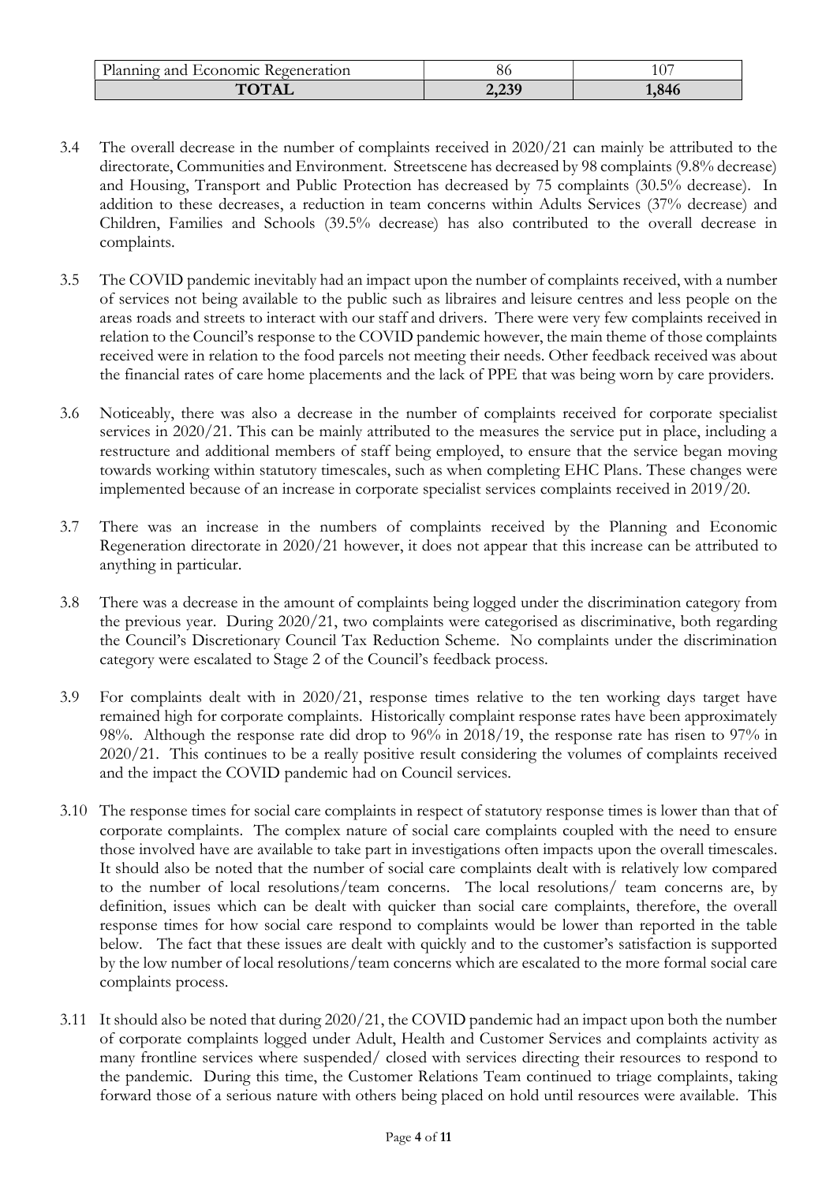| Planning and Economic Regeneration | 86 | 107 |
|---|---|---|
| **TOTAL** | **2,239** | **1,846** |

3.4 The overall decrease in the number of complaints received in 2020/21 can mainly be attributed to the directorate, Communities and Environment. Streetscene has decreased by 98 complaints (9.8% decrease) and Housing, Transport and Public Protection has decreased by 75 complaints (30.5% decrease). In addition to these decreases, a reduction in team concerns within Adults Services (37% decrease) and Children, Families and Schools (39.5% decrease) has also contributed to the overall decrease in complaints.

3.5 The COVID pandemic inevitably had an impact upon the number of complaints received, with a number of services not being available to the public such as libraires and leisure centres and less people on the areas roads and streets to interact with our staff and drivers. There were very few complaints received in relation to the Council's response to the COVID pandemic however, the main theme of those complaints received were in relation to the food parcels not meeting their needs. Other feedback received was about the financial rates of care home placements and the lack of PPE that was being worn by care providers.

3.6 Noticeably, there was also a decrease in the number of complaints received for corporate specialist services in 2020/21. This can be mainly attributed to the measures the service put in place, including a restructure and additional members of staff being employed, to ensure that the service began moving towards working within statutory timescales, such as when completing EHC Plans. These changes were implemented because of an increase in corporate specialist services complaints received in 2019/20.

3.7 There was an increase in the numbers of complaints received by the Planning and Economic Regeneration directorate in 2020/21 however, it does not appear that this increase can be attributed to anything in particular.

3.8 There was a decrease in the amount of complaints being logged under the discrimination category from the previous year. During 2020/21, two complaints were categorised as discriminative, both regarding the Council's Discretionary Council Tax Reduction Scheme. No complaints under the discrimination category were escalated to Stage 2 of the Council's feedback process.

3.9 For complaints dealt with in 2020/21, response times relative to the ten working days target have remained high for corporate complaints. Historically complaint response rates have been approximately 98%. Although the response rate did drop to 96% in 2018/19, the response rate has risen to 97% in 2020/21. This continues to be a really positive result considering the volumes of complaints received and the impact the COVID pandemic had on Council services.

3.10 The response times for social care complaints in respect of statutory response times is lower than that of corporate complaints. The complex nature of social care complaints coupled with the need to ensure those involved have are available to take part in investigations often impacts upon the overall timescales. It should also be noted that the number of social care complaints dealt with is relatively low compared to the number of local resolutions/team concerns. The local resolutions/ team concerns are, by definition, issues which can be dealt with quicker than social care complaints, therefore, the overall response times for how social care respond to complaints would be lower than reported in the table below. The fact that these issues are dealt with quickly and to the customer's satisfaction is supported by the low number of local resolutions/team concerns which are escalated to the more formal social care complaints process.

3.11 It should also be noted that during 2020/21, the COVID pandemic had an impact upon both the number of corporate complaints logged under Adult, Health and Customer Services and complaints activity as many frontline services where suspended/ closed with services directing their resources to respond to the pandemic. During this time, the Customer Relations Team continued to triage complaints, taking forward those of a serious nature with others being placed on hold until resources were available. This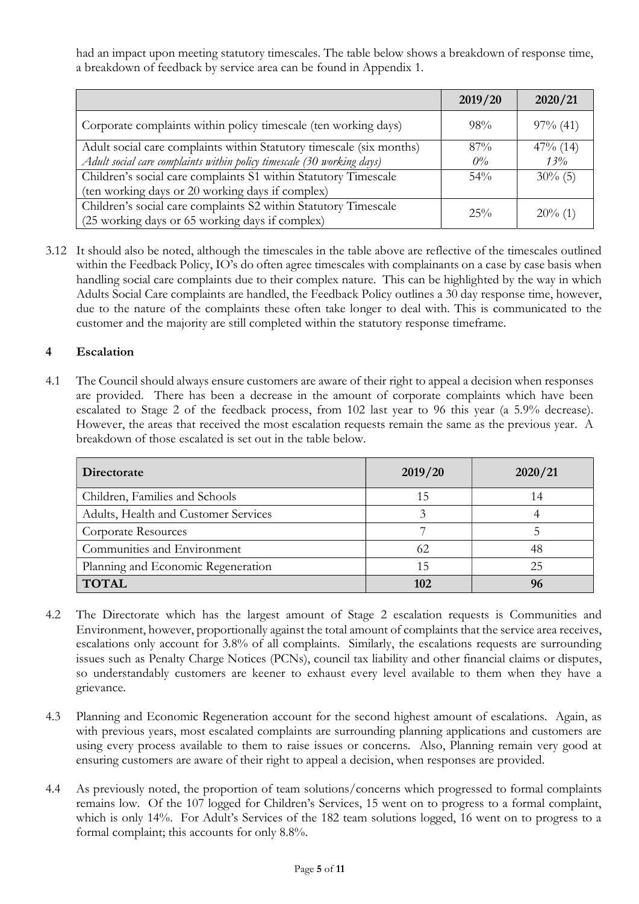had an impact upon meeting statutory timescales. The table below shows a breakdown of response time, a breakdown of feedback by service area can be found in Appendix 1.

| | 2019/20 | 2020/21 |
|---|---|---|
| Corporate complaints within policy timescale (ten working days) | 98% | 97% (41) |
| Adult social care complaints within Statutory timescale (six months)<br>*Adult social care complaints within policy timescale (30 working days)* | 87%<br>*0%* | 47% (14)<br>*13%* |
| Children's social care complaints S1 within Statutory Timescale (ten working days or 20 working days if complex) | 54% | 30% (5) |
| Children's social care complaints S2 within Statutory Timescale (25 working days or 65 working days if complex) | 25% | 20% (1) |

3.12 It should also be noted, although the timescales in the table above are reflective of the timescales outlined within the Feedback Policy, IO's do often agree timescales with complainants on a case by case basis when handling social care complaints due to their complex nature. This can be highlighted by the way in which Adults Social Care complaints are handled, the Feedback Policy outlines a 30 day response time, however, due to the nature of the complaints these often take longer to deal with. This is communicated to the customer and the majority are still completed within the statutory response timeframe.

## 4 Escalation

4.1 The Council should always ensure customers are aware of their right to appeal a decision when responses are provided. There has been a decrease in the amount of corporate complaints which have been escalated to Stage 2 of the feedback process, from 102 last year to 96 this year (a 5.9% decrease). However, the areas that received the most escalation requests remain the same as the previous year. A breakdown of those escalated is set out in the table below.

| Directorate | 2019/20 | 2020/21 |
|---|---|---|
| Children, Families and Schools | 15 | 14 |
| Adults, Health and Customer Services | 3 | 4 |
| Corporate Resources | 7 | 5 |
| Communities and Environment | 62 | 48 |
| Planning and Economic Regeneration | 15 | 25 |
| **TOTAL** | **102** | **96** |

4.2 The Directorate which has the largest amount of Stage 2 escalation requests is Communities and Environment, however, proportionally against the total amount of complaints that the service area receives, escalations only account for 3.8% of all complaints. Similarly, the escalations requests are surrounding issues such as Penalty Charge Notices (PCNs), council tax liability and other financial claims or disputes, so understandably customers are keener to exhaust every level available to them when they have a grievance.

4.3 Planning and Economic Regeneration account for the second highest amount of escalations. Again, as with previous years, most escalated complaints are surrounding planning applications and customers are using every process available to them to raise issues or concerns. Also, Planning remain very good at ensuring customers are aware of their right to appeal a decision, when responses are provided.

4.4 As previously noted, the proportion of team solutions/concerns which progressed to formal complaints remains low. Of the 107 logged for Children's Services, 15 went on to progress to a formal complaint, which is only 14%. For Adult's Services of the 182 team solutions logged, 16 went on to progress to a formal complaint; this accounts for only 8.8%.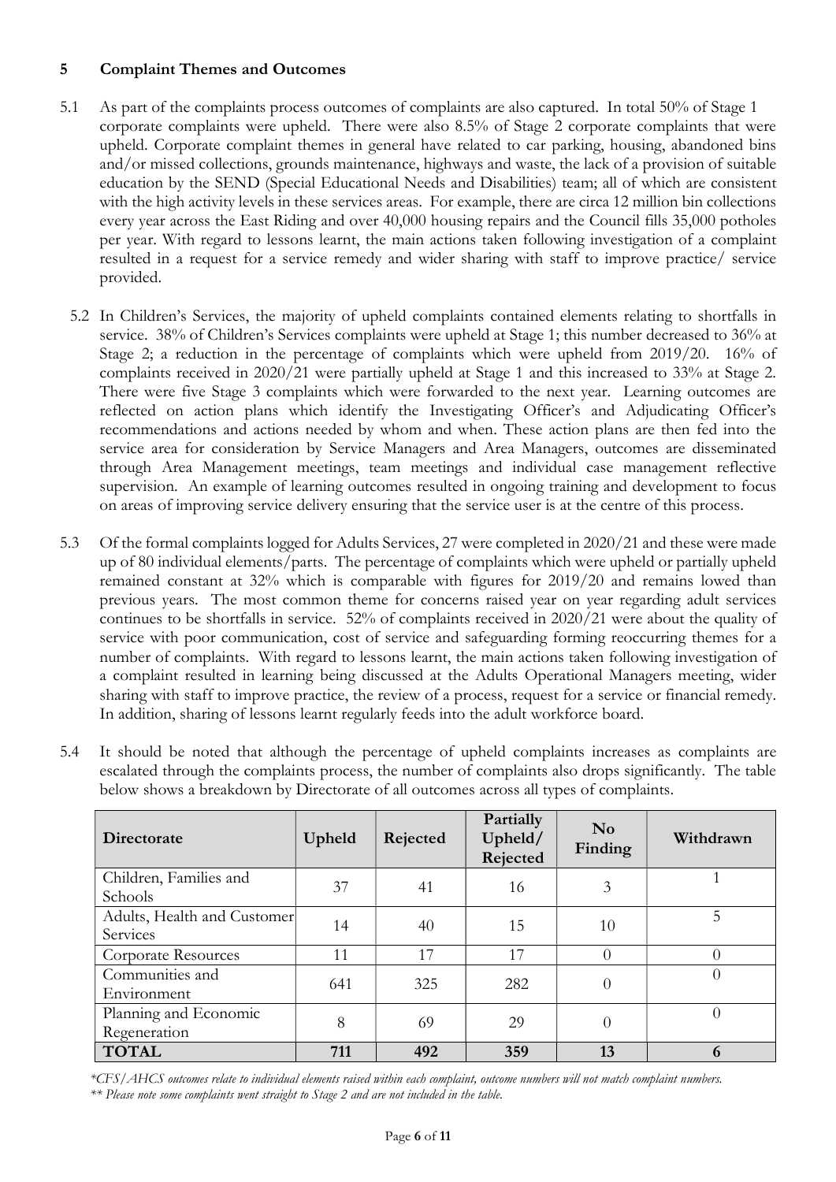## 5 Complaint Themes and Outcomes

5.1 As part of the complaints process outcomes of complaints are also captured. In total 50% of Stage 1 corporate complaints were upheld. There were also 8.5% of Stage 2 corporate complaints that were upheld. Corporate complaint themes in general have related to car parking, housing, abandoned bins and/or missed collections, grounds maintenance, highways and waste, the lack of a provision of suitable education by the SEND (Special Educational Needs and Disabilities) team; all of which are consistent with the high activity levels in these services areas. For example, there are circa 12 million bin collections every year across the East Riding and over 40,000 housing repairs and the Council fills 35,000 potholes per year. With regard to lessons learnt, the main actions taken following investigation of a complaint resulted in a request for a service remedy and wider sharing with staff to improve practice/ service provided.

5.2 In Children's Services, the majority of upheld complaints contained elements relating to shortfalls in service. 38% of Children's Services complaints were upheld at Stage 1; this number decreased to 36% at Stage 2; a reduction in the percentage of complaints which were upheld from 2019/20. 16% of complaints received in 2020/21 were partially upheld at Stage 1 and this increased to 33% at Stage 2. There were five Stage 3 complaints which were forwarded to the next year. Learning outcomes are reflected on action plans which identify the Investigating Officer's and Adjudicating Officer's recommendations and actions needed by whom and when. These action plans are then fed into the service area for consideration by Service Managers and Area Managers, outcomes are disseminated through Area Management meetings, team meetings and individual case management reflective supervision. An example of learning outcomes resulted in ongoing training and development to focus on areas of improving service delivery ensuring that the service user is at the centre of this process.

5.3 Of the formal complaints logged for Adults Services, 27 were completed in 2020/21 and these were made up of 80 individual elements/parts. The percentage of complaints which were upheld or partially upheld remained constant at 32% which is comparable with figures for 2019/20 and remains lowed than previous years. The most common theme for concerns raised year on year regarding adult services continues to be shortfalls in service. 52% of complaints received in 2020/21 were about the quality of service with poor communication, cost of service and safeguarding forming reoccurring themes for a number of complaints. With regard to lessons learnt, the main actions taken following investigation of a complaint resulted in learning being discussed at the Adults Operational Managers meeting, wider sharing with staff to improve practice, the review of a process, request for a service or financial remedy. In addition, sharing of lessons learnt regularly feeds into the adult workforce board.

5.4 It should be noted that although the percentage of upheld complaints increases as complaints are escalated through the complaints process, the number of complaints also drops significantly. The table below shows a breakdown by Directorate of all outcomes across all types of complaints.

| Directorate | Upheld | Rejected | Partially Upheld/ Rejected | No Finding | Withdrawn |
|---|---|---|---|---|---|
| Children, Families and Schools | 37 | 41 | 16 | 3 | 1 |
| Adults, Health and Customer Services | 14 | 40 | 15 | 10 | 5 |
| Corporate Resources | 11 | 17 | 17 | 0 | 0 |
| Communities and Environment | 641 | 325 | 282 | 0 | 0 |
| Planning and Economic Regeneration | 8 | 69 | 29 | 0 | 0 |
| **TOTAL** | **711** | **492** | **359** | **13** | **6** |

*\*CFS/AHCS outcomes relate to individual elements raised within each complaint, outcome numbers will not match complaint numbers.*

*\*\* Please note some complaints went straight to Stage 2 and are not included in the table.*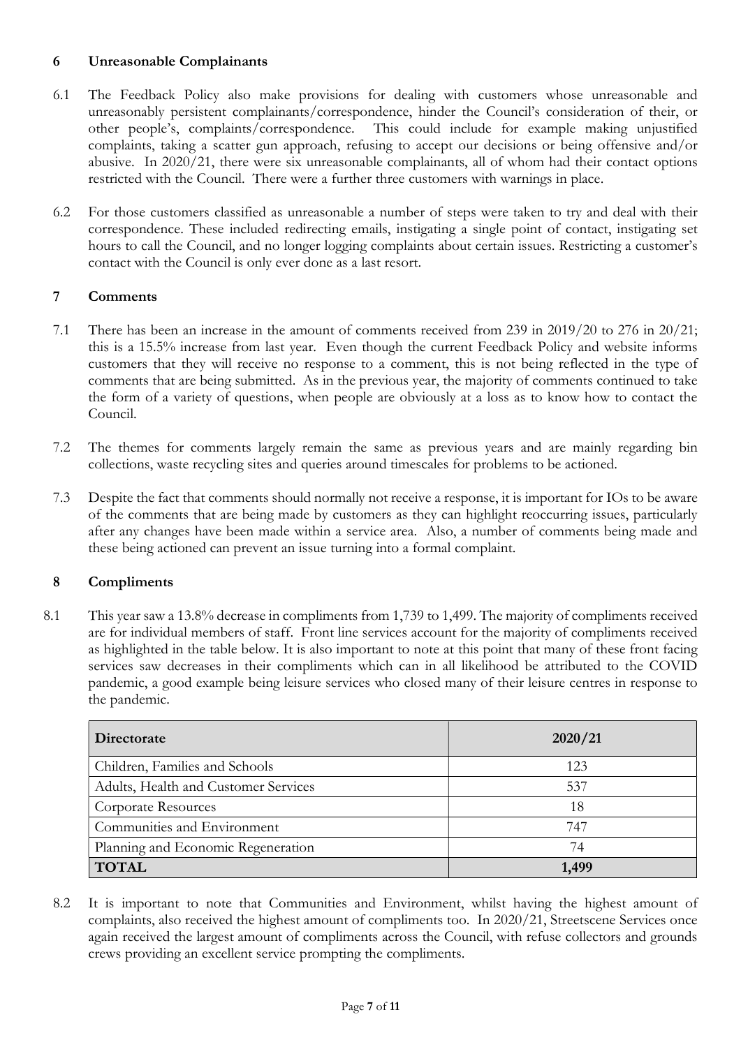## 6 Unreasonable Complainants

6.1 The Feedback Policy also make provisions for dealing with customers whose unreasonable and unreasonably persistent complainants/correspondence, hinder the Council's consideration of their, or other people's, complaints/correspondence. This could include for example making unjustified complaints, taking a scatter gun approach, refusing to accept our decisions or being offensive and/or abusive. In 2020/21, there were six unreasonable complainants, all of whom had their contact options restricted with the Council. There were a further three customers with warnings in place.

6.2 For those customers classified as unreasonable a number of steps were taken to try and deal with their correspondence. These included redirecting emails, instigating a single point of contact, instigating set hours to call the Council, and no longer logging complaints about certain issues. Restricting a customer's contact with the Council is only ever done as a last resort.

## 7 Comments

7.1 There has been an increase in the amount of comments received from 239 in 2019/20 to 276 in 20/21; this is a 15.5% increase from last year. Even though the current Feedback Policy and website informs customers that they will receive no response to a comment, this is not being reflected in the type of comments that are being submitted. As in the previous year, the majority of comments continued to take the form of a variety of questions, when people are obviously at a loss as to know how to contact the Council.

7.2 The themes for comments largely remain the same as previous years and are mainly regarding bin collections, waste recycling sites and queries around timescales for problems to be actioned.

7.3 Despite the fact that comments should normally not receive a response, it is important for IOs to be aware of the comments that are being made by customers as they can highlight reoccurring issues, particularly after any changes have been made within a service area. Also, a number of comments being made and these being actioned can prevent an issue turning into a formal complaint.

## 8 Compliments

8.1 This year saw a 13.8% decrease in compliments from 1,739 to 1,499. The majority of compliments received are for individual members of staff. Front line services account for the majority of compliments received as highlighted in the table below. It is also important to note at this point that many of these front facing services saw decreases in their compliments which can in all likelihood be attributed to the COVID pandemic, a good example being leisure services who closed many of their leisure centres in response to the pandemic.

| Directorate | 2020/21 |
|---|---|
| Children, Families and Schools | 123 |
| Adults, Health and Customer Services | 537 |
| Corporate Resources | 18 |
| Communities and Environment | 747 |
| Planning and Economic Regeneration | 74 |
| **TOTAL** | **1,499** |

8.2 It is important to note that Communities and Environment, whilst having the highest amount of complaints, also received the highest amount of compliments too. In 2020/21, Streetscene Services once again received the largest amount of compliments across the Council, with refuse collectors and grounds crews providing an excellent service prompting the compliments.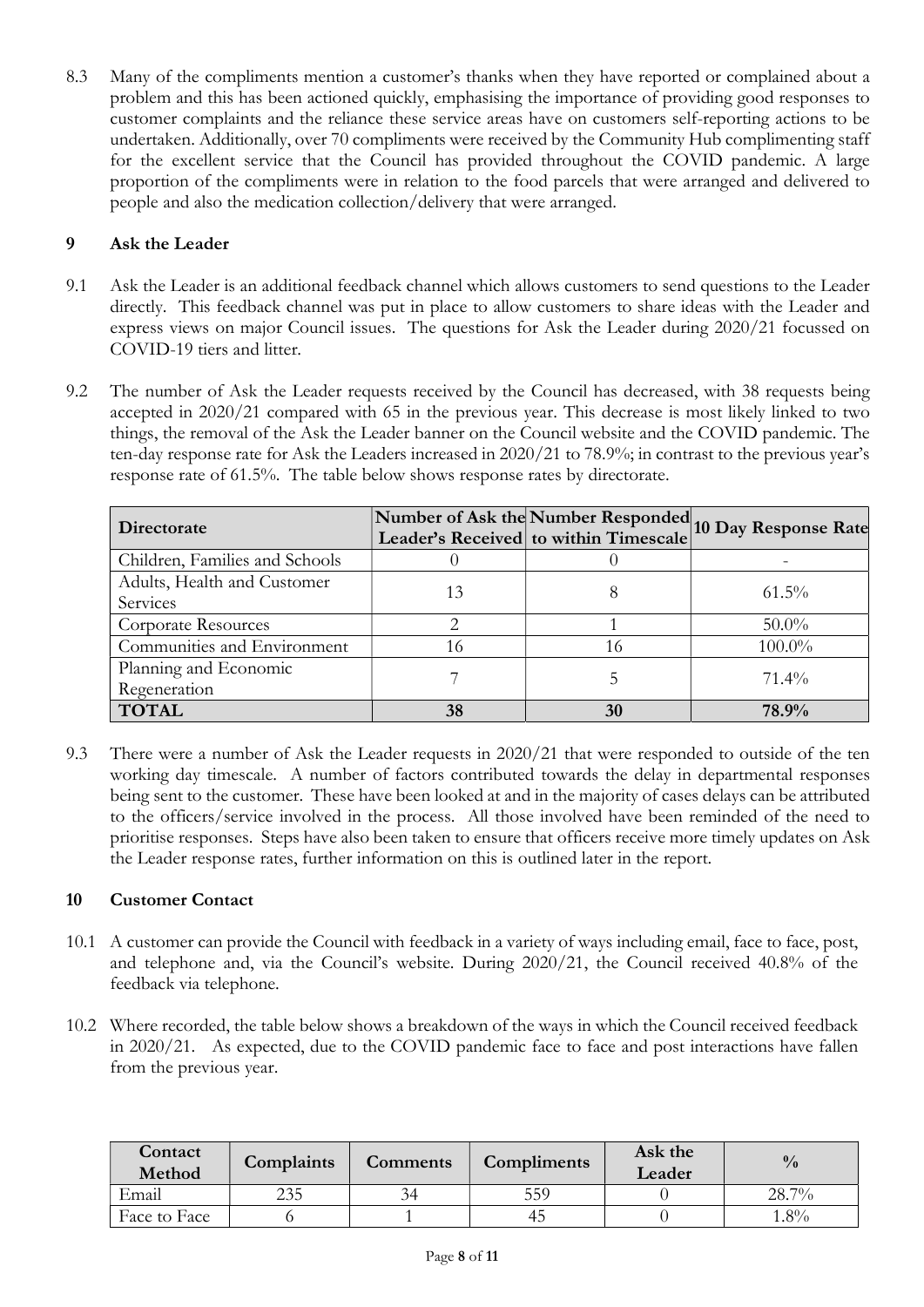8.3 Many of the compliments mention a customer's thanks when they have reported or complained about a problem and this has been actioned quickly, emphasising the importance of providing good responses to customer complaints and the reliance these service areas have on customers self-reporting actions to be undertaken. Additionally, over 70 compliments were received by the Community Hub complimenting staff for the excellent service that the Council has provided throughout the COVID pandemic. A large proportion of the compliments were in relation to the food parcels that were arranged and delivered to people and also the medication collection/delivery that were arranged.

## 9 Ask the Leader

9.1 Ask the Leader is an additional feedback channel which allows customers to send questions to the Leader directly. This feedback channel was put in place to allow customers to share ideas with the Leader and express views on major Council issues. The questions for Ask the Leader during 2020/21 focussed on COVID-19 tiers and litter.

9.2 The number of Ask the Leader requests received by the Council has decreased, with 38 requests being accepted in 2020/21 compared with 65 in the previous year. This decrease is most likely linked to two things, the removal of the Ask the Leader banner on the Council website and the COVID pandemic. The ten-day response rate for Ask the Leaders increased in 2020/21 to 78.9%; in contrast to the previous year's response rate of 61.5%. The table below shows response rates by directorate.

| Directorate | Number of Ask the Leader's Received | Number Responded to within Timescale | 10 Day Response Rate |
|---|---|---|---|
| Children, Families and Schools | 0 | 0 | - |
| Adults, Health and Customer Services | 13 | 8 | 61.5% |
| Corporate Resources | 2 | 1 | 50.0% |
| Communities and Environment | 16 | 16 | 100.0% |
| Planning and Economic Regeneration | 7 | 5 | 71.4% |
| **TOTAL** | **38** | **30** | **78.9%** |

9.3 There were a number of Ask the Leader requests in 2020/21 that were responded to outside of the ten working day timescale. A number of factors contributed towards the delay in departmental responses being sent to the customer. These have been looked at and in the majority of cases delays can be attributed to the officers/service involved in the process. All those involved have been reminded of the need to prioritise responses. Steps have also been taken to ensure that officers receive more timely updates on Ask the Leader response rates, further information on this is outlined later in the report.

## 10 Customer Contact

10.1 A customer can provide the Council with feedback in a variety of ways including email, face to face, post, and telephone and, via the Council's website. During 2020/21, the Council received 40.8% of the feedback via telephone.

10.2 Where recorded, the table below shows a breakdown of the ways in which the Council received feedback in 2020/21. As expected, due to the COVID pandemic face to face and post interactions have fallen from the previous year.

| Contact Method | Complaints | Comments | Compliments | Ask the Leader | % |
|---|---|---|---|---|---|
| Email | 235 | 34 | 559 | 0 | 28.7% |
| Face to Face | 6 | 1 | 45 | 0 | 1.8% |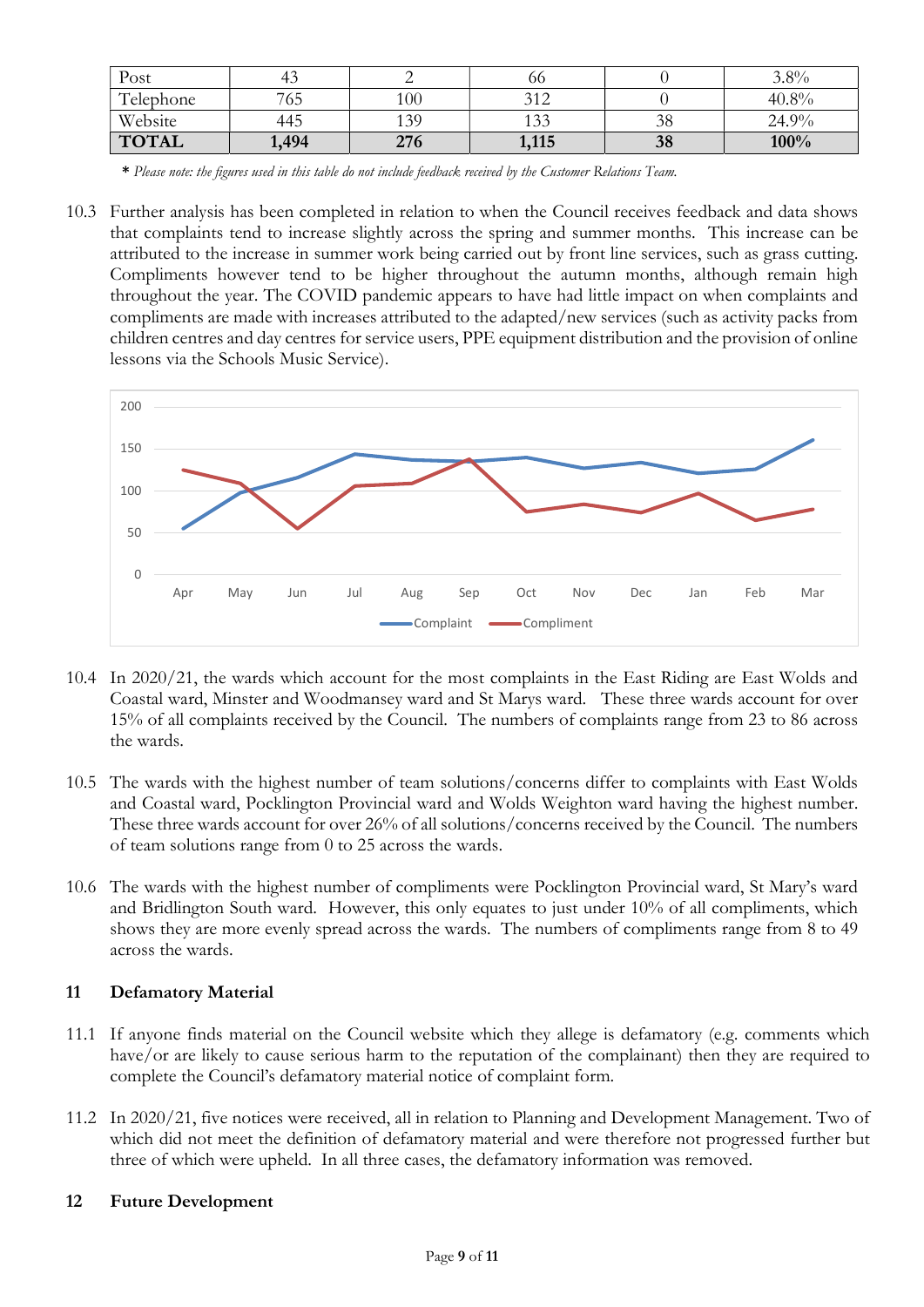| Post | 43 | 2 | 66 | 0 | 3.8% |
|---|---|---|---|---|---|
| Telephone | 765 | 100 | 312 | 0 | 40.8% |
| Website | 445 | 139 | 133 | 38 | 24.9% |
| **TOTAL** | **1,494** | **276** | **1,115** | **38** | **100%** |

\* *Please note: the figures used in this table do not include feedback received by the Customer Relations Team.*

10.3 Further analysis has been completed in relation to when the Council receives feedback and data shows that complaints tend to increase slightly across the spring and summer months. This increase can be attributed to the increase in summer work being carried out by front line services, such as grass cutting. Compliments however tend to be higher throughout the autumn months, although remain high throughout the year. The COVID pandemic appears to have had little impact on when complaints and compliments are made with increases attributed to the adapted/new services (such as activity packs from children centres and day centres for service users, PPE equipment distribution and the provision of online lessons via the Schools Music Service).

10.4 In 2020/21, the wards which account for the most complaints in the East Riding are East Wolds and Coastal ward, Minster and Woodmansey ward and St Marys ward. These three wards account for over 15% of all complaints received by the Council. The numbers of complaints range from 23 to 86 across the wards.

10.5 The wards with the highest number of team solutions/concerns differ to complaints with East Wolds and Coastal ward, Pocklington Provincial ward and Wolds Weighton ward having the highest number. These three wards account for over 26% of all solutions/concerns received by the Council. The numbers of team solutions range from 0 to 25 across the wards.

10.6 The wards with the highest number of compliments were Pocklington Provincial ward, St Mary's ward and Bridlington South ward. However, this only equates to just under 10% of all compliments, which shows they are more evenly spread across the wards. The numbers of compliments range from 8 to 49 across the wards.

## 11 Defamatory Material

11.1 If anyone finds material on the Council website which they allege is defamatory (e.g. comments which have/or are likely to cause serious harm to the reputation of the complainant) then they are required to complete the Council's defamatory material notice of complaint form.

11.2 In 2020/21, five notices were received, all in relation to Planning and Development Management. Two of which did not meet the definition of defamatory material and were therefore not progressed further but three of which were upheld. In all three cases, the defamatory information was removed.

## 12 Future Development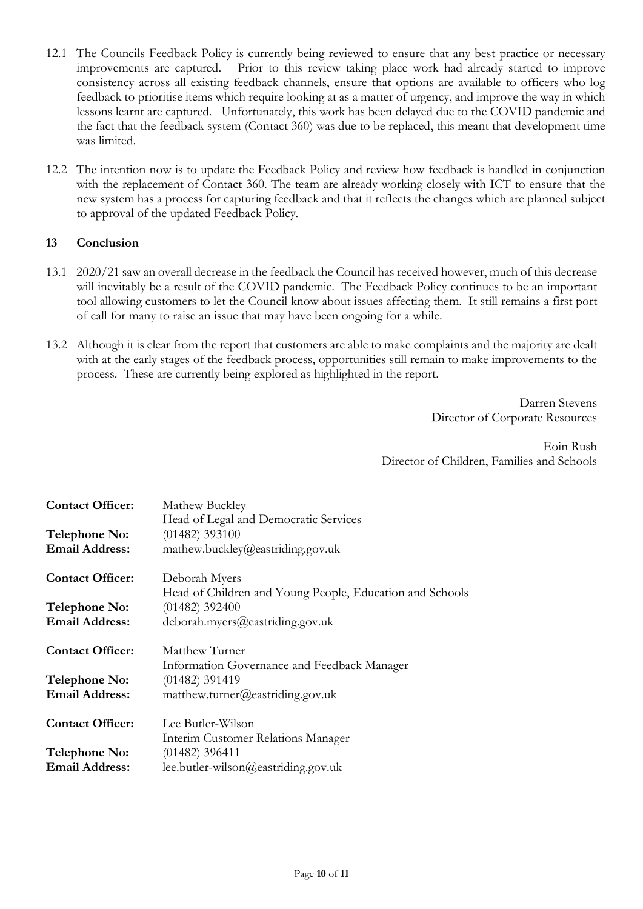12.1 The Councils Feedback Policy is currently being reviewed to ensure that any best practice or necessary improvements are captured. Prior to this review taking place work had already started to improve consistency across all existing feedback channels, ensure that options are available to officers who log feedback to prioritise items which require looking at as a matter of urgency, and improve the way in which lessons learnt are captured. Unfortunately, this work has been delayed due to the COVID pandemic and the fact that the feedback system (Contact 360) was due to be replaced, this meant that development time was limited.

12.2 The intention now is to update the Feedback Policy and review how feedback is handled in conjunction with the replacement of Contact 360. The team are already working closely with ICT to ensure that the new system has a process for capturing feedback and that it reflects the changes which are planned subject to approval of the updated Feedback Policy.

## 13 Conclusion

13.1 2020/21 saw an overall decrease in the feedback the Council has received however, much of this decrease will inevitably be a result of the COVID pandemic. The Feedback Policy continues to be an important tool allowing customers to let the Council know about issues affecting them. It still remains a first port of call for many to raise an issue that may have been ongoing for a while.

13.2 Although it is clear from the report that customers are able to make complaints and the majority are dealt with at the early stages of the feedback process, opportunities still remain to make improvements to the process. These are currently being explored as highlighted in the report.

Darren Stevens
Director of Corporate Resources

Eoin Rush
Director of Children, Families and Schools

**Contact Officer:** Mathew Buckley
Head of Legal and Democratic Services
**Telephone No:** (01482) 393100
**Email Address:** mathew.buckley@eastriding.gov.uk

**Contact Officer:** Deborah Myers
Head of Children and Young People, Education and Schools
**Telephone No:** (01482) 392400
**Email Address:** deborah.myers@eastriding.gov.uk

**Contact Officer:** Matthew Turner
Information Governance and Feedback Manager
**Telephone No:** (01482) 391419
**Email Address:** matthew.turner@eastriding.gov.uk

**Contact Officer:** Lee Butler-Wilson
Interim Customer Relations Manager
**Telephone No:** (01482) 396411
**Email Address:** lee.butler-wilson@eastriding.gov.uk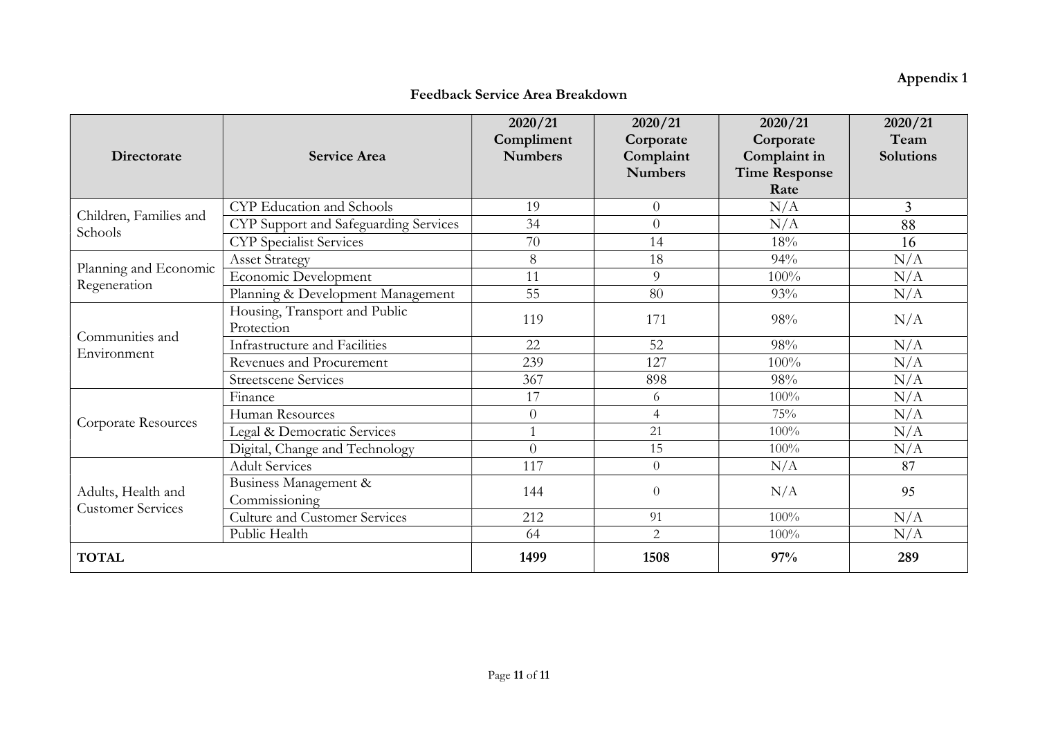**Appendix 1**

**Feedback Service Area Breakdown**

| Directorate | Service Area | 2020/21 Compliment Numbers | 2020/21 Corporate Complaint Numbers | 2020/21 Corporate Complaint in Time Response Rate | 2020/21 Team Solutions |
|---|---|---|---|---|---|
| Children, Families and Schools | CYP Education and Schools | 19 | 0 | N/A | 3 |
| | CYP Support and Safeguarding Services | 34 | 0 | N/A | 88 |
| | CYP Specialist Services | 70 | 14 | 18% | 16 |
| Planning and Economic Regeneration | Asset Strategy | 8 | 18 | 94% | N/A |
| | Economic Development | 11 | 9 | 100% | N/A |
| | Planning & Development Management | 55 | 80 | 93% | N/A |
| Communities and Environment | Housing, Transport and Public Protection | 119 | 171 | 98% | N/A |
| | Infrastructure and Facilities | 22 | 52 | 98% | N/A |
| | Revenues and Procurement | 239 | 127 | 100% | N/A |
| | Streetscene Services | 367 | 898 | 98% | N/A |
| Corporate Resources | Finance | 17 | 6 | 100% | N/A |
| | Human Resources | 0 | 4 | 75% | N/A |
| | Legal & Democratic Services | 1 | 21 | 100% | N/A |
| | Digital, Change and Technology | 0 | 15 | 100% | N/A |
| Adults, Health and Customer Services | Adult Services | 117 | 0 | N/A | 87 |
| | Business Management & Commissioning | 144 | 0 | N/A | 95 |
| | Culture and Customer Services | 212 | 91 | 100% | N/A |
| | Public Health | 64 | 2 | 100% | N/A |
| **TOTAL** | | **1499** | **1508** | **97%** | **289** |